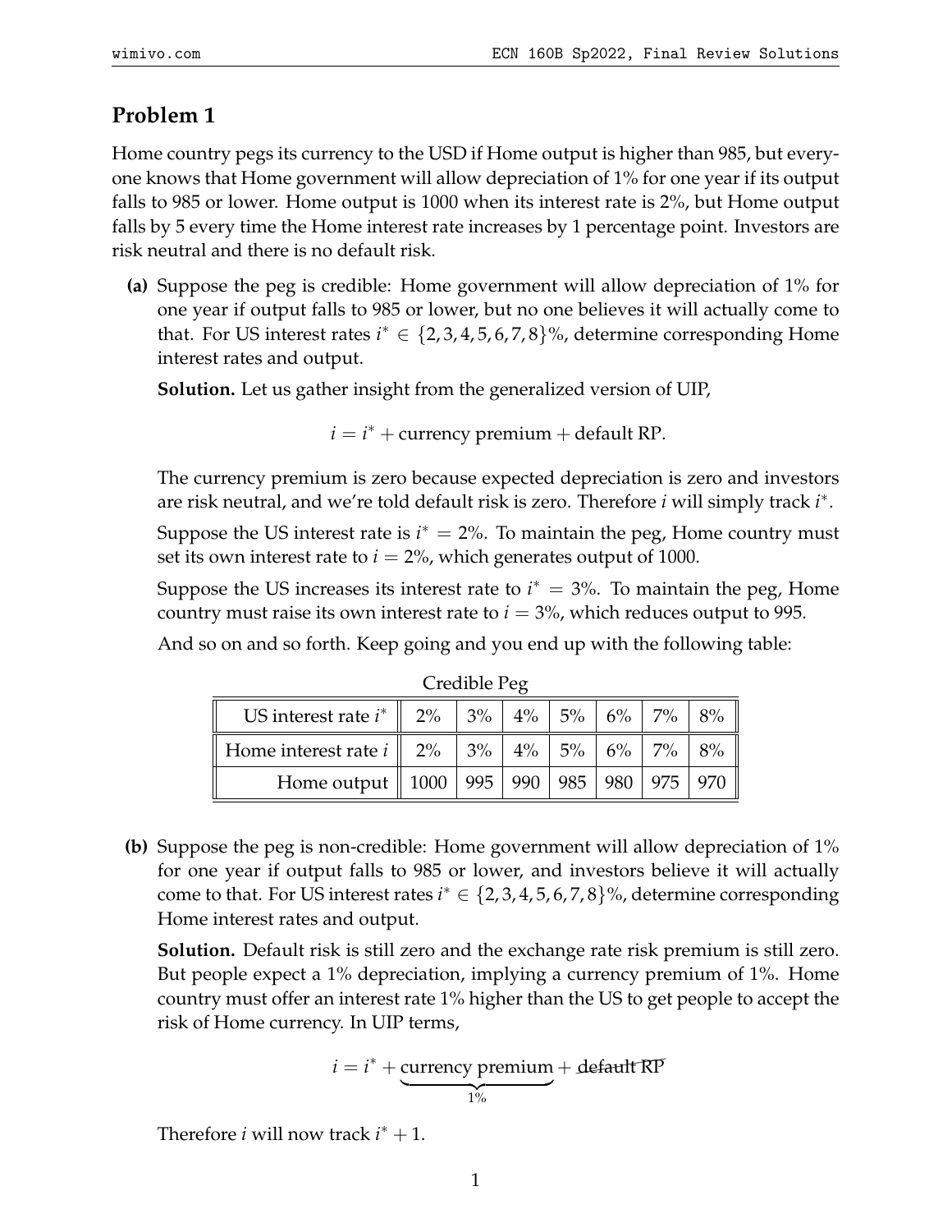## Problem 1

Home country pegs its currency to the USD if Home output is higher than 985, but everyone knows that Home government will allow depreciation of 1% for one year if its output falls to 985 or lower. Home output is 1000 when its interest rate is 2%, but Home output falls by 5 every time the Home interest rate increases by 1 percentage point. Investors are risk neutral and there is no default risk.

**(a)** Suppose the peg is credible: Home government will allow depreciation of 1% for one year if output falls to 985 or lower, but no one believes it will actually come to that. For US interest rates $i^* \in \{2, 3, 4, 5, 6, 7, 8\}\%$, determine corresponding Home interest rates and output.

**Solution.** Let us gather insight from the generalized version of UIP,

$$i = i^* + \text{currency premium} + \text{default RP}.$$

The currency premium is zero because expected depreciation is zero and investors are risk neutral, and we're told default risk is zero. Therefore $i$ will simply track $i^*$.

Suppose the US interest rate is $i^* = 2\%$. To maintain the peg, Home country must set its own interest rate to $i = 2\%$, which generates output of 1000.

Suppose the US increases its interest rate to $i^* = 3\%$. To maintain the peg, Home country must raise its own interest rate to $i = 3\%$, which reduces output to 995.

And so on and so forth. Keep going and you end up with the following table:

Credible Peg

| US interest rate $i^*$ | 2% | 3% | 4% | 5% | 6% | 7% | 8% |
|---|---|---|---|---|---|---|---|
| Home interest rate $i$ | 2% | 3% | 4% | 5% | 6% | 7% | 8% |
| Home output | 1000 | 995 | 990 | 985 | 980 | 975 | 970 |

**(b)** Suppose the peg is non-credible: Home government will allow depreciation of 1% for one year if output falls to 985 or lower, and investors believe it will actually come to that. For US interest rates $i^* \in \{2, 3, 4, 5, 6, 7, 8\}\%$, determine corresponding Home interest rates and output.

**Solution.** Default risk is still zero and the exchange rate risk premium is still zero. But people expect a 1% depreciation, implying a currency premium of 1%. Home country must offer an interest rate 1% higher than the US to get people to accept the risk of Home currency. In UIP terms,

$$i = i^* + \underbrace{\text{currency premium}}_{1\%} + \cancel{\text{default RP}}$$

Therefore $i$ will now track $i^* + 1$.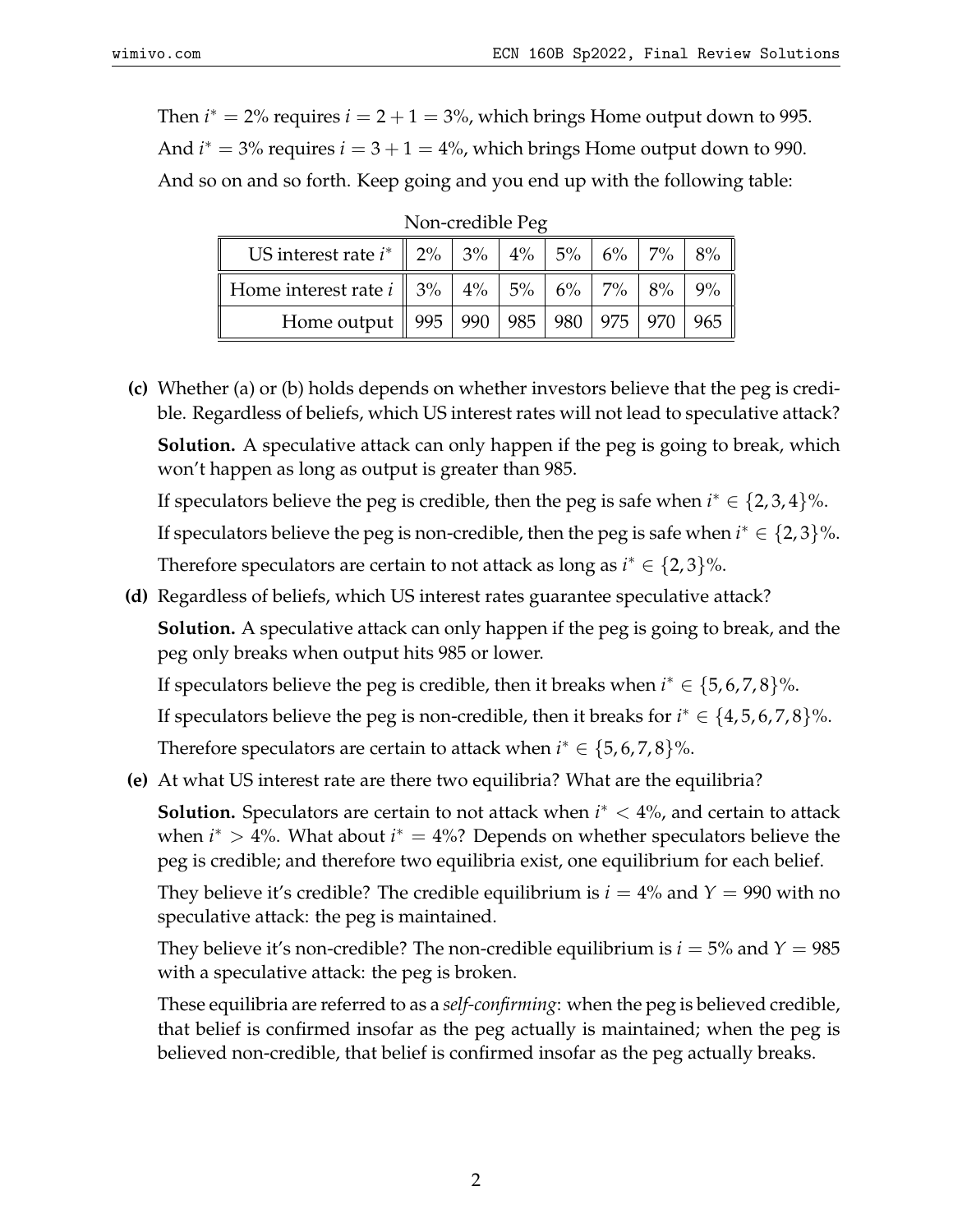Then $i^* = 2\%$ requires $i = 2 + 1 = 3\%$, which brings Home output down to 995.

And $i^* = 3\%$ requires $i = 3 + 1 = 4\%$, which brings Home output down to 990.

And so on and so forth. Keep going and you end up with the following table:

Non-credible Peg

| US interest rate $i^*$ | 2% | 3% | 4% | 5% | 6% | 7% | 8% |
|---|---|---|---|---|---|---|---|
| Home interest rate $i$ | 3% | 4% | 5% | 6% | 7% | 8% | 9% |
| Home output | 995 | 990 | 985 | 980 | 975 | 970 | 965 |

**(c)** Whether (a) or (b) holds depends on whether investors believe that the peg is credible. Regardless of beliefs, which US interest rates will not lead to speculative attack?

**Solution.** A speculative attack can only happen if the peg is going to break, which won't happen as long as output is greater than 985.

If speculators believe the peg is credible, then the peg is safe when $i^* \in \{2, 3, 4\}\%$.

If speculators believe the peg is non-credible, then the peg is safe when $i^* \in \{2, 3\}\%$.

Therefore speculators are certain to not attack as long as $i^* \in \{2, 3\}\%$.

**(d)** Regardless of beliefs, which US interest rates guarantee speculative attack?

**Solution.** A speculative attack can only happen if the peg is going to break, and the peg only breaks when output hits 985 or lower.

If speculators believe the peg is credible, then it breaks when $i^* \in \{5, 6, 7, 8\}\%$.

If speculators believe the peg is non-credible, then it breaks for $i^* \in \{4, 5, 6, 7, 8\}\%$.

Therefore speculators are certain to attack when $i^* \in \{5, 6, 7, 8\}\%$.

**(e)** At what US interest rate are there two equilibria? What are the equilibria?

**Solution.** Speculators are certain to not attack when $i^* < 4\%$, and certain to attack when $i^* > 4\%$. What about $i^* = 4\%$? Depends on whether speculators believe the peg is credible; and therefore two equilibria exist, one equilibrium for each belief.

They believe it's credible? The credible equilibrium is $i = 4\%$ and $Y = 990$ with no speculative attack: the peg is maintained.

They believe it's non-credible? The non-credible equilibrium is $i = 5\%$ and $Y = 985$ with a speculative attack: the peg is broken.

These equilibria are referred to as a *self-confirming*: when the peg is believed credible, that belief is confirmed insofar as the peg actually is maintained; when the peg is believed non-credible, that belief is confirmed insofar as the peg actually breaks.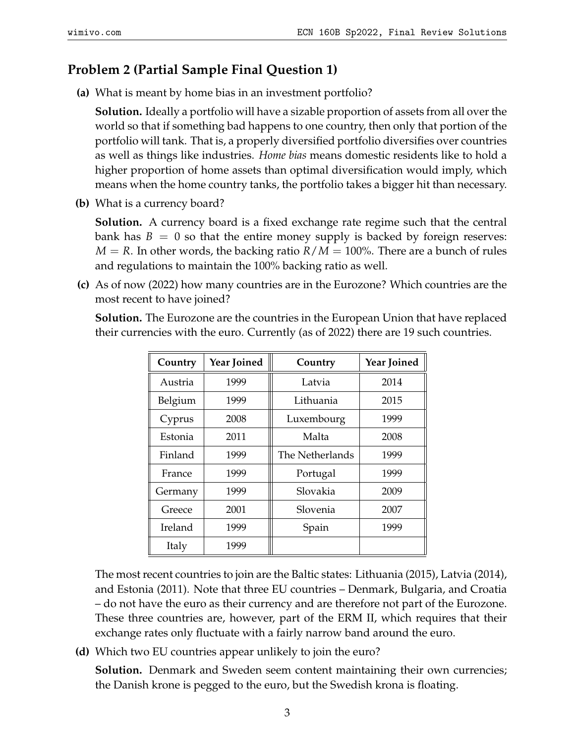## Problem 2 (Partial Sample Final Question 1)

**(a)** What is meant by home bias in an investment portfolio?

**Solution.** Ideally a portfolio will have a sizable proportion of assets from all over the world so that if something bad happens to one country, then only that portion of the portfolio will tank. That is, a properly diversified portfolio diversifies over countries as well as things like industries. *Home bias* means domestic residents like to hold a higher proportion of home assets than optimal diversification would imply, which means when the home country tanks, the portfolio takes a bigger hit than necessary.

**(b)** What is a currency board?

**Solution.** A currency board is a fixed exchange rate regime such that the central bank has $B = 0$ so that the entire money supply is backed by foreign reserves: $M = R$. In other words, the backing ratio $R/M = 100\%$. There are a bunch of rules and regulations to maintain the 100% backing ratio as well.

**(c)** As of now (2022) how many countries are in the Eurozone? Which countries are the most recent to have joined?

**Solution.** The Eurozone are the countries in the European Union that have replaced their currencies with the euro. Currently (as of 2022) there are 19 such countries.

| Country | Year Joined | Country | Year Joined |
|---|---|---|---|
| Austria | 1999 | Latvia | 2014 |
| Belgium | 1999 | Lithuania | 2015 |
| Cyprus | 2008 | Luxembourg | 1999 |
| Estonia | 2011 | Malta | 2008 |
| Finland | 1999 | The Netherlands | 1999 |
| France | 1999 | Portugal | 1999 |
| Germany | 1999 | Slovakia | 2009 |
| Greece | 2001 | Slovenia | 2007 |
| Ireland | 1999 | Spain | 1999 |
| Italy | 1999 | | |

The most recent countries to join are the Baltic states: Lithuania (2015), Latvia (2014), and Estonia (2011). Note that three EU countries – Denmark, Bulgaria, and Croatia – do not have the euro as their currency and are therefore not part of the Eurozone. These three countries are, however, part of the ERM II, which requires that their exchange rates only fluctuate with a fairly narrow band around the euro.

**(d)** Which two EU countries appear unlikely to join the euro?

**Solution.** Denmark and Sweden seem content maintaining their own currencies; the Danish krone is pegged to the euro, but the Swedish krona is floating.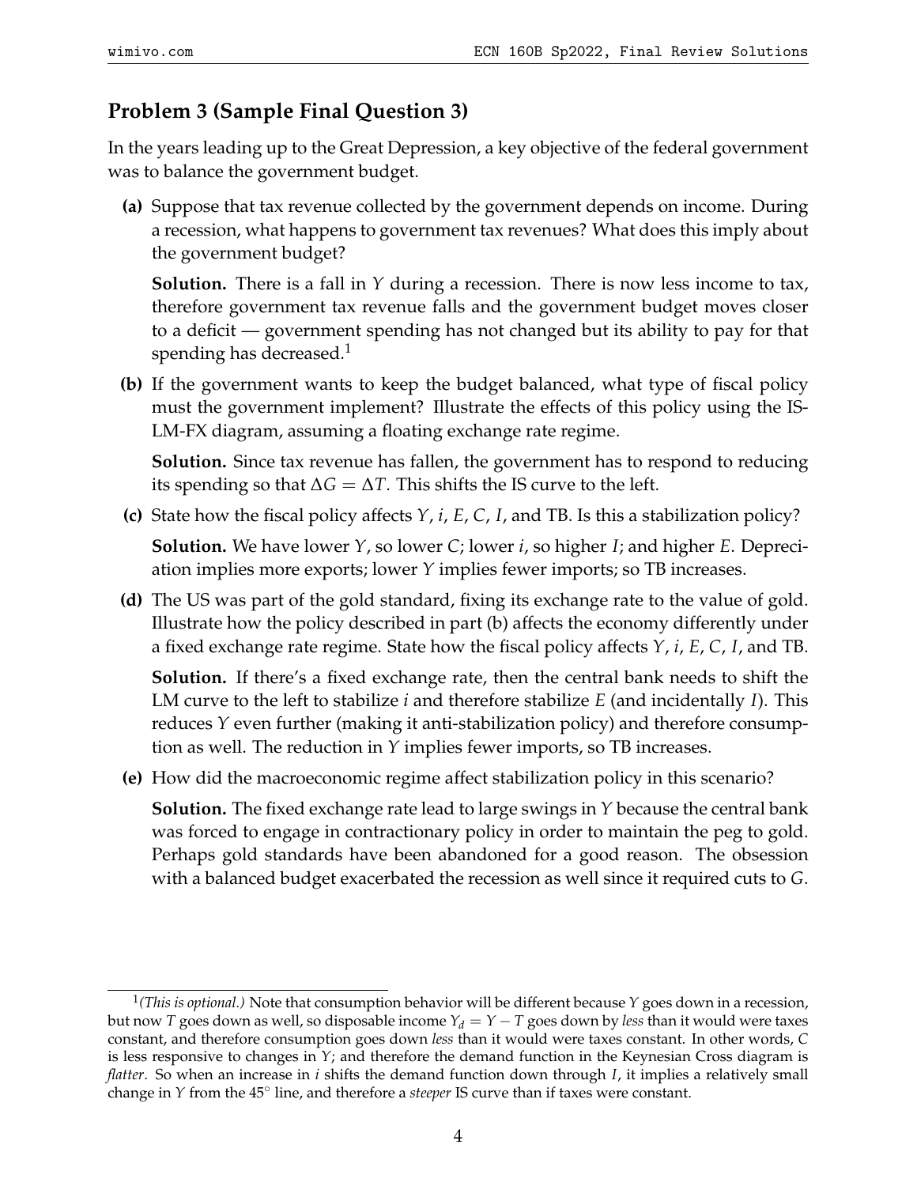## Problem 3 (Sample Final Question 3)

In the years leading up to the Great Depression, a key objective of the federal government was to balance the government budget.

**(a)** Suppose that tax revenue collected by the government depends on income. During a recession, what happens to government tax revenues? What does this imply about the government budget?

**Solution.** There is a fall in $Y$ during a recession. There is now less income to tax, therefore government tax revenue falls and the government budget moves closer to a deficit — government spending has not changed but its ability to pay for that spending has decreased.[1]

**(b)** If the government wants to keep the budget balanced, what type of fiscal policy must the government implement? Illustrate the effects of this policy using the IS-LM-FX diagram, assuming a floating exchange rate regime.

**Solution.** Since tax revenue has fallen, the government has to respond to reducing its spending so that $\Delta G = \Delta T$. This shifts the IS curve to the left.

**(c)** State how the fiscal policy affects $Y$, $i$, $E$, $C$, $I$, and TB. Is this a stabilization policy?

**Solution.** We have lower $Y$, so lower $C$; lower $i$, so higher $I$; and higher $E$. Depreciation implies more exports; lower $Y$ implies fewer imports; so TB increases.

**(d)** The US was part of the gold standard, fixing its exchange rate to the value of gold. Illustrate how the policy described in part (b) affects the economy differently under a fixed exchange rate regime. State how the fiscal policy affects $Y$, $i$, $E$, $C$, $I$, and TB.

**Solution.** If there's a fixed exchange rate, then the central bank needs to shift the LM curve to the left to stabilize $i$ and therefore stabilize $E$ (and incidentally $I$). This reduces $Y$ even further (making it anti-stabilization policy) and therefore consumption as well. The reduction in $Y$ implies fewer imports, so TB increases.

**(e)** How did the macroeconomic regime affect stabilization policy in this scenario?

**Solution.** The fixed exchange rate lead to large swings in $Y$ because the central bank was forced to engage in contractionary policy in order to maintain the peg to gold. Perhaps gold standards have been abandoned for a good reason. The obsession with a balanced budget exacerbated the recession as well since it required cuts to $G$.

---

[1] *(This is optional.)* Note that consumption behavior will be different because $Y$ goes down in a recession, but now $T$ goes down as well, so disposable income $Y_d = Y - T$ goes down by *less* than it would were taxes constant, and therefore consumption goes down *less* than it would were taxes constant. In other words, $C$ is less responsive to changes in $Y$; and therefore the demand function in the Keynesian Cross diagram is *flatter*. So when an increase in $i$ shifts the demand function down through $I$, it implies a relatively small change in $Y$ from the $45^\circ$ line, and therefore a *steeper* IS curve than if taxes were constant.